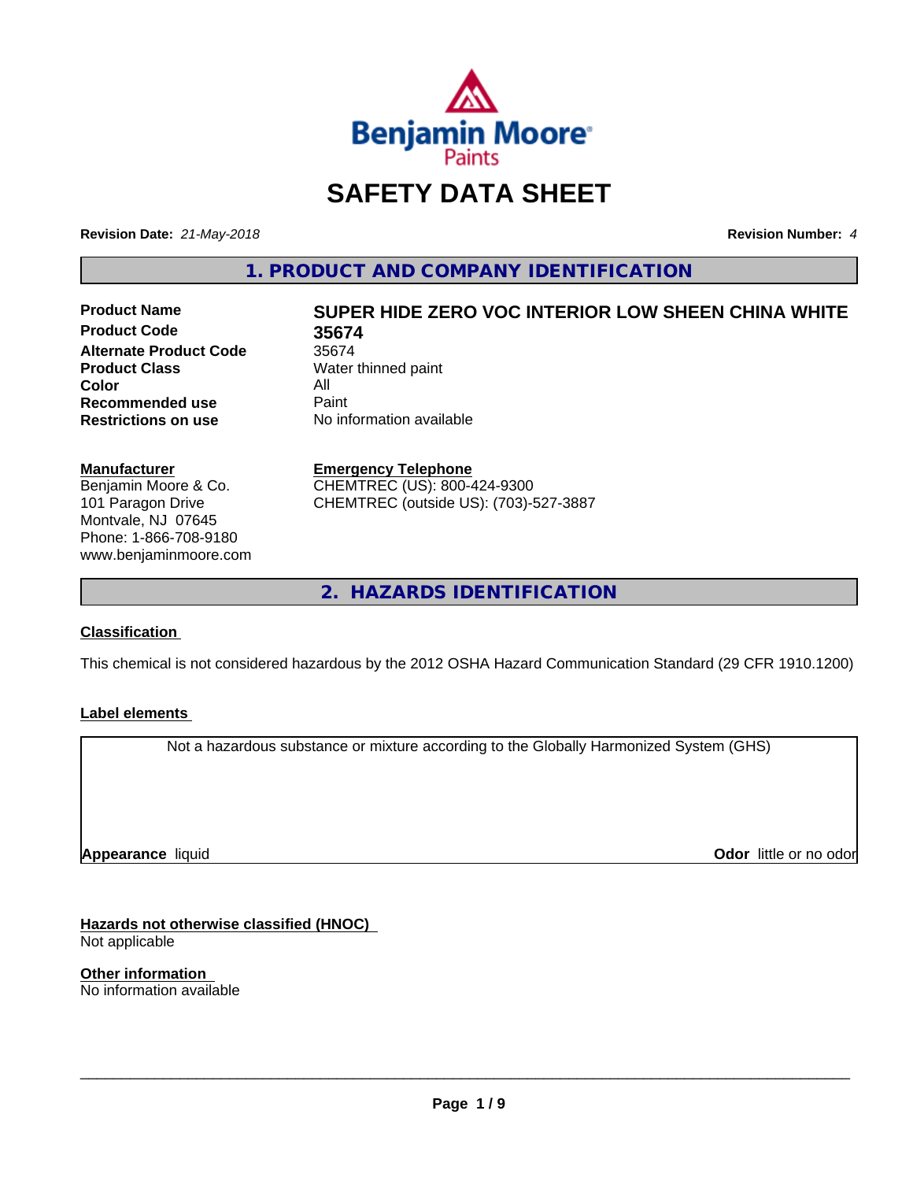# SAFETY DATA SHEET

**Revision Date:** *21-May-2018* **Revision Number:** *4*

## 1. PRODUCT AND COMPANY IDENTIFICATION

| | |
|---|---|
| **Product Name** | **SUPER HIDE ZERO VOC INTERIOR LOW SHEEN CHINA WHITE** |
| **Product Code** | **35674** |
| **Alternate Product Code** | 35674 |
| **Product Class** | Water thinned paint |
| **Color** | All |
| **Recommended use** | Paint |
| **Restrictions on use** | No information available |

**Manufacturer**
Benjamin Moore & Co.
101 Paragon Drive
Montvale, NJ 07645
Phone: 1-866-708-9180
www.benjaminmoore.com

**Emergency Telephone**
CHEMTREC (US): 800-424-9300
CHEMTREC (outside US): (703)-527-3887

## 2. HAZARDS IDENTIFICATION

**Classification**

This chemical is not considered hazardous by the 2012 OSHA Hazard Communication Standard (29 CFR 1910.1200)

**Label elements**

Not a hazardous substance or mixture according to the Globally Harmonized System (GHS)

**Appearance** liquid **Odor** little or no odor

**Hazards not otherwise classified (HNOC)**
Not applicable

**Other information**
No information available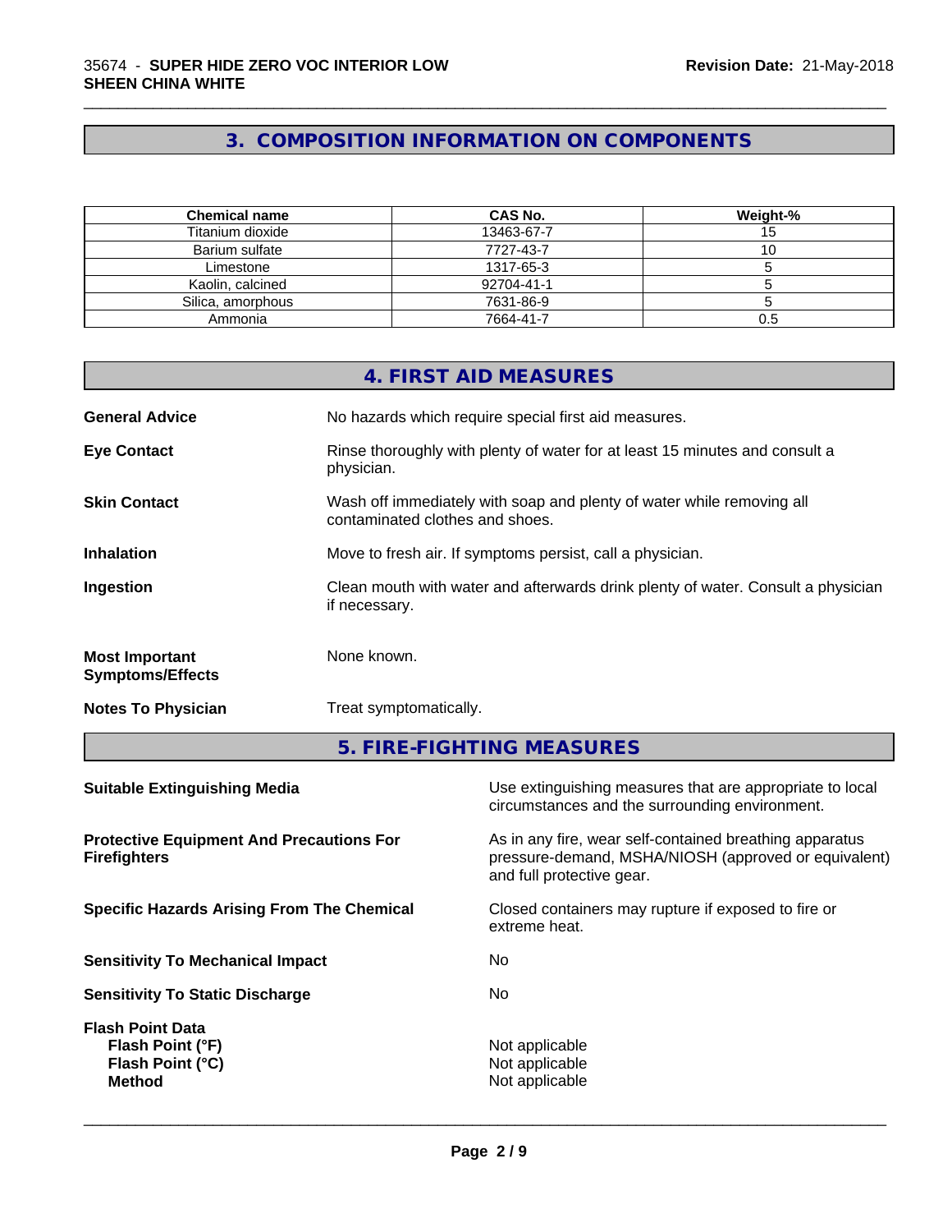## 3. COMPOSITION INFORMATION ON COMPONENTS

| Chemical name | CAS No. | Weight-% |
|---|---|---|
| Titanium dioxide | 13463-67-7 | 15 |
| Barium sulfate | 7727-43-7 | 10 |
| Limestone | 1317-65-3 | 5 |
| Kaolin, calcined | 92704-41-1 | 5 |
| Silica, amorphous | 7631-86-9 | 5 |
| Ammonia | 7664-41-7 | 0.5 |

## 4. FIRST AID MEASURES

**General Advice** No hazards which require special first aid measures.

**Eye Contact** Rinse thoroughly with plenty of water for at least 15 minutes and consult a physician.

**Skin Contact** Wash off immediately with soap and plenty of water while removing all contaminated clothes and shoes.

**Inhalation** Move to fresh air. If symptoms persist, call a physician.

**Ingestion** Clean mouth with water and afterwards drink plenty of water. Consult a physician if necessary.

**Most Important Symptoms/Effects** None known.

**Notes To Physician** Treat symptomatically.

## 5. FIRE-FIGHTING MEASURES

**Suitable Extinguishing Media** Use extinguishing measures that are appropriate to local circumstances and the surrounding environment.

**Protective Equipment And Precautions For Firefighters** As in any fire, wear self-contained breathing apparatus pressure-demand, MSHA/NIOSH (approved or equivalent) and full protective gear.

**Specific Hazards Arising From The Chemical** Closed containers may rupture if exposed to fire or extreme heat.

**Sensitivity To Mechanical Impact** No

**Sensitivity To Static Discharge** No

**Flash Point Data**
**Flash Point (°F)** Not applicable
**Flash Point (°C)** Not applicable
**Method** Not applicable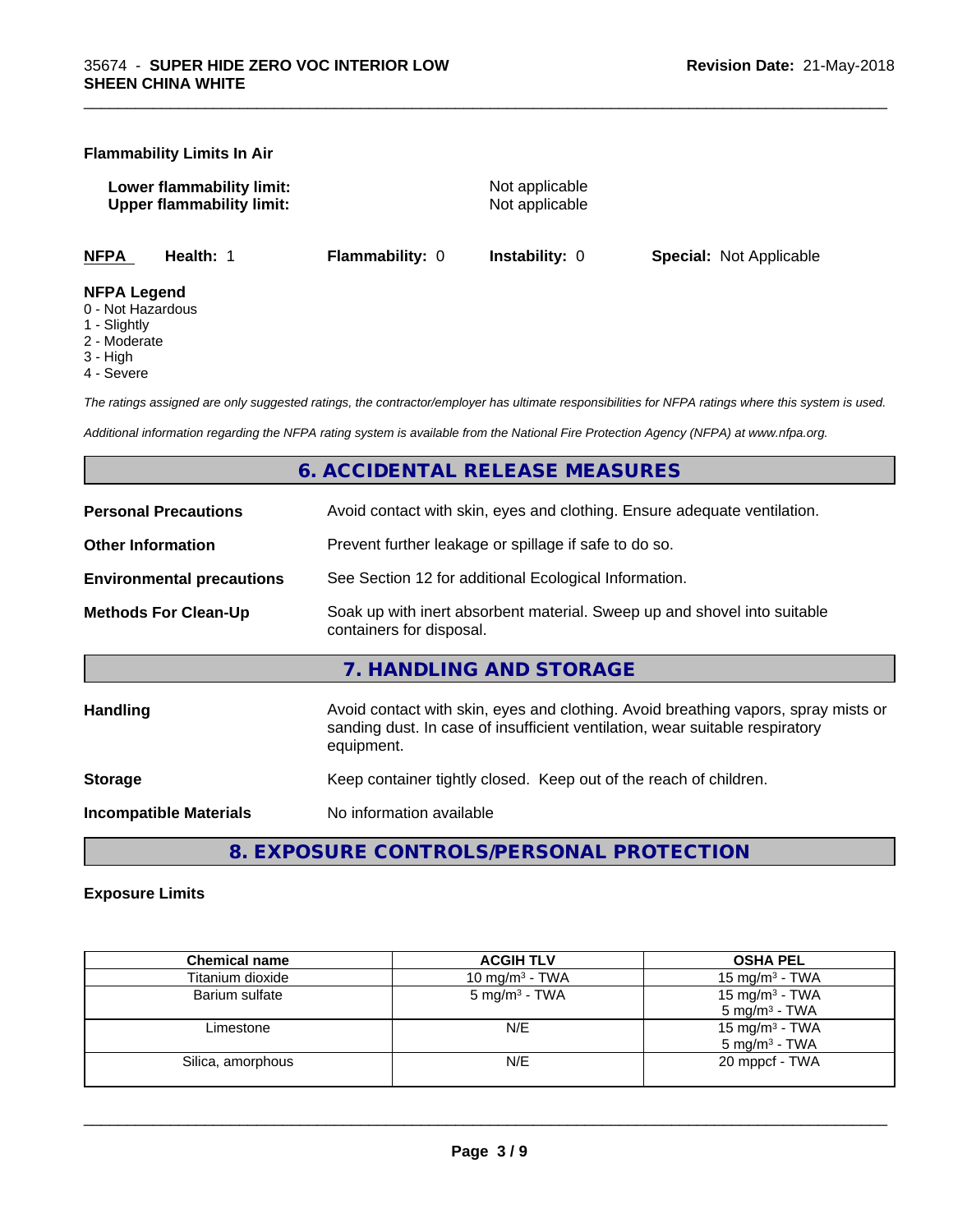**Flammability Limits In Air**

**Lower flammability limit:** Not applicable
**Upper flammability limit:** Not applicable

**NFPA** **Health:** 1 **Flammability:** 0 **Instability:** 0 **Special:** Not Applicable

**NFPA Legend**
- 0 - Not Hazardous
- 1 - Slightly
- 2 - Moderate
- 3 - High
- 4 - Severe

*The ratings assigned are only suggested ratings, the contractor/employer has ultimate responsibilities for NFPA ratings where this system is used.*

*Additional information regarding the NFPA rating system is available from the National Fire Protection Agency (NFPA) at www.nfpa.org.*

## 6. ACCIDENTAL RELEASE MEASURES

**Personal Precautions** Avoid contact with skin, eyes and clothing. Ensure adequate ventilation.

**Other Information** Prevent further leakage or spillage if safe to do so.

**Environmental precautions** See Section 12 for additional Ecological Information.

**Methods For Clean-Up** Soak up with inert absorbent material. Sweep up and shovel into suitable containers for disposal.

## 7. HANDLING AND STORAGE

**Handling** Avoid contact with skin, eyes and clothing. Avoid breathing vapors, spray mists or sanding dust. In case of insufficient ventilation, wear suitable respiratory equipment.

**Storage** Keep container tightly closed. Keep out of the reach of children.

**Incompatible Materials** No information available

## 8. EXPOSURE CONTROLS/PERSONAL PROTECTION

**Exposure Limits**

| Chemical name | ACGIH TLV | OSHA PEL |
|---|---|---|
| Titanium dioxide | 10 mg/m³ - TWA | 15 mg/m³ - TWA |
| Barium sulfate | 5 mg/m³ - TWA | 15 mg/m³ - TWA<br>5 mg/m³ - TWA |
| Limestone | N/E | 15 mg/m³ - TWA<br>5 mg/m³ - TWA |
| Silica, amorphous | N/E | 20 mppcf - TWA |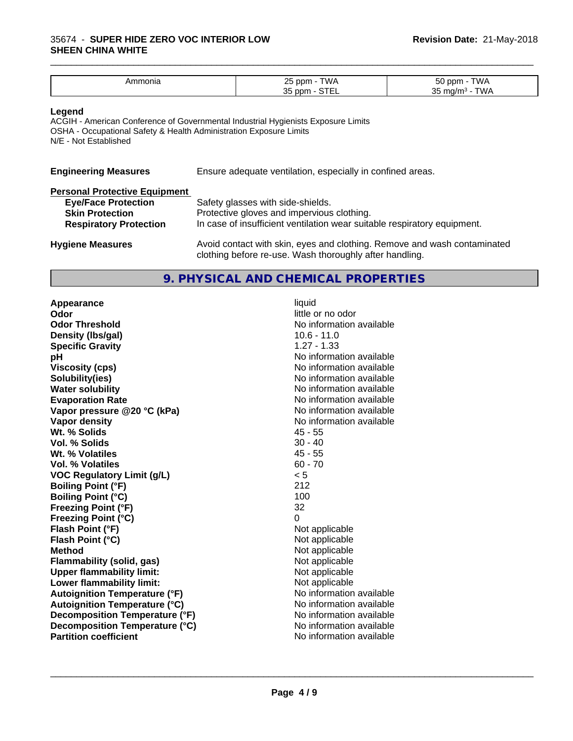| Ammonia | 25 ppm - TWA<br>35 ppm - STEL | 50 ppm - TWA<br>35 mg/m³ - TWA |
|---|---|---|

**Legend**

ACGIH - American Conference of Governmental Industrial Hygienists Exposure Limits
OSHA - Occupational Safety & Health Administration Exposure Limits
N/E - Not Established

**Engineering Measures** Ensure adequate ventilation, especially in confined areas.

**Personal Protective Equipment**

**Eye/Face Protection** Safety glasses with side-shields.
**Skin Protection** Protective gloves and impervious clothing.
**Respiratory Protection** In case of insufficient ventilation wear suitable respiratory equipment.

**Hygiene Measures** Avoid contact with skin, eyes and clothing. Remove and wash contaminated clothing before re-use. Wash thoroughly after handling.

## 9. PHYSICAL AND CHEMICAL PROPERTIES

| Property | Value |
|---|---|
| **Appearance** | liquid |
| **Odor** | little or no odor |
| **Odor Threshold** | No information available |
| **Density (lbs/gal)** | 10.6 - 11.0 |
| **Specific Gravity** | 1.27 - 1.33 |
| **pH** | No information available |
| **Viscosity (cps)** | No information available |
| **Solubility(ies)** | No information available |
| **Water solubility** | No information available |
| **Evaporation Rate** | No information available |
| **Vapor pressure @20 °C (kPa)** | No information available |
| **Vapor density** | No information available |
| **Wt. % Solids** | 45 - 55 |
| **Vol. % Solids** | 30 - 40 |
| **Wt. % Volatiles** | 45 - 55 |
| **Vol. % Volatiles** | 60 - 70 |
| **VOC Regulatory Limit (g/L)** | < 5 |
| **Boiling Point (°F)** | 212 |
| **Boiling Point (°C)** | 100 |
| **Freezing Point (°F)** | 32 |
| **Freezing Point (°C)** | 0 |
| **Flash Point (°F)** | Not applicable |
| **Flash Point (°C)** | Not applicable |
| **Method** | Not applicable |
| **Flammability (solid, gas)** | Not applicable |
| **Upper flammability limit:** | Not applicable |
| **Lower flammability limit:** | Not applicable |
| **Autoignition Temperature (°F)** | No information available |
| **Autoignition Temperature (°C)** | No information available |
| **Decomposition Temperature (°F)** | No information available |
| **Decomposition Temperature (°C)** | No information available |
| **Partition coefficient** | No information available |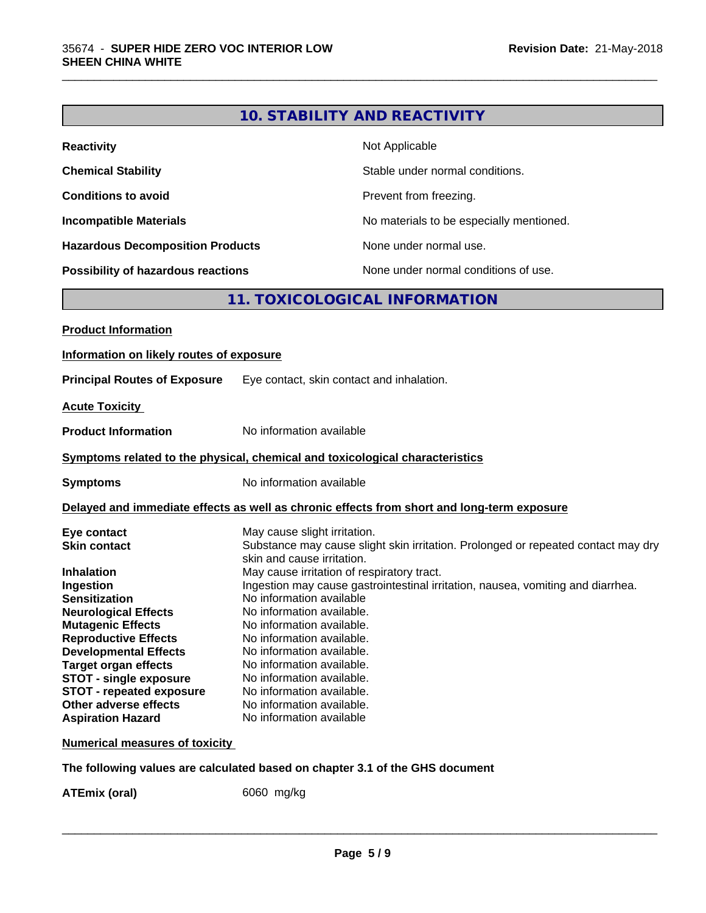## 10. STABILITY AND REACTIVITY

| | |
|---|---|
| **Reactivity** | Not Applicable |
| **Chemical Stability** | Stable under normal conditions. |
| **Conditions to avoid** | Prevent from freezing. |
| **Incompatible Materials** | No materials to be especially mentioned. |
| **Hazardous Decomposition Products** | None under normal use. |
| **Possibility of hazardous reactions** | None under normal conditions of use. |

## 11. TOXICOLOGICAL INFORMATION

**Product Information**

**Information on likely routes of exposure**

**Principal Routes of Exposure** Eye contact, skin contact and inhalation.

**Acute Toxicity**

**Product Information** No information available

**Symptoms related to the physical, chemical and toxicological characteristics**

**Symptoms** No information available

**Delayed and immediate effects as well as chronic effects from short and long-term exposure**

| | |
|---|---|
| **Eye contact** | May cause slight irritation. |
| **Skin contact** | Substance may cause slight skin irritation. Prolonged or repeated contact may dry skin and cause irritation. |
| **Inhalation** | May cause irritation of respiratory tract. |
| **Ingestion** | Ingestion may cause gastrointestinal irritation, nausea, vomiting and diarrhea. |
| **Sensitization** | No information available |
| **Neurological Effects** | No information available. |
| **Mutagenic Effects** | No information available. |
| **Reproductive Effects** | No information available. |
| **Developmental Effects** | No information available. |
| **Target organ effects** | No information available. |
| **STOT - single exposure** | No information available. |
| **STOT - repeated exposure** | No information available. |
| **Other adverse effects** | No information available. |
| **Aspiration Hazard** | No information available |

**Numerical measures of toxicity**

**The following values are calculated based on chapter 3.1 of the GHS document**

**ATEmix (oral)** 6060 mg/kg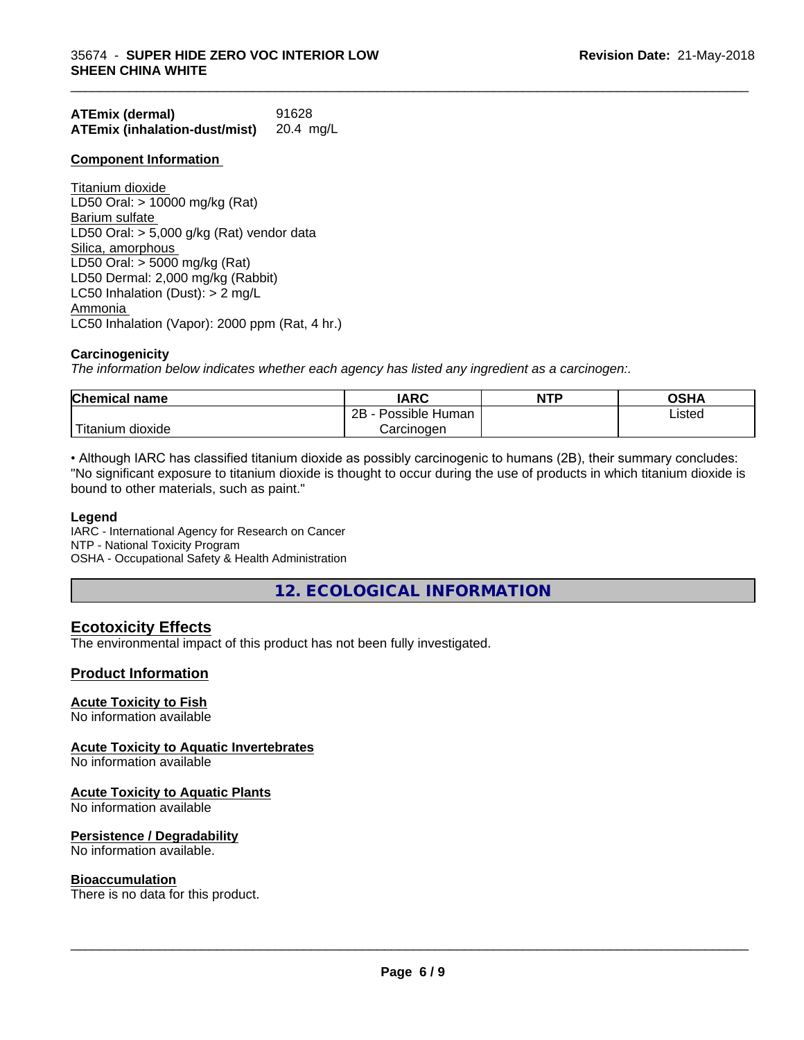**ATEmix (dermal)** 91628
**ATEmix (inhalation-dust/mist)** 20.4 mg/L

**Component Information**

Titanium dioxide
LD50 Oral: > 10000 mg/kg (Rat)
Barium sulfate
LD50 Oral: > 5,000 g/kg (Rat) vendor data
Silica, amorphous
LD50 Oral: > 5000 mg/kg (Rat)
LD50 Dermal: 2,000 mg/kg (Rabbit)
LC50 Inhalation (Dust): > 2 mg/L
Ammonia
LC50 Inhalation (Vapor): 2000 ppm (Rat, 4 hr.)

**Carcinogenicity**

*The information below indicates whether each agency has listed any ingredient as a carcinogen:.*

| Chemical name | IARC | NTP | OSHA |
|---|---|---|---|
| Titanium dioxide | 2B - Possible Human Carcinogen | | Listed |

• Although IARC has classified titanium dioxide as possibly carcinogenic to humans (2B), their summary concludes: "No significant exposure to titanium dioxide is thought to occur during the use of products in which titanium dioxide is bound to other materials, such as paint."

**Legend**

IARC - International Agency for Research on Cancer
NTP - National Toxicity Program
OSHA - Occupational Safety & Health Administration

## 12. ECOLOGICAL INFORMATION

### Ecotoxicity Effects

The environmental impact of this product has not been fully investigated.

### Product Information

**Acute Toxicity to Fish**
No information available

**Acute Toxicity to Aquatic Invertebrates**
No information available

**Acute Toxicity to Aquatic Plants**
No information available

**Persistence / Degradability**
No information available.

**Bioaccumulation**
There is no data for this product.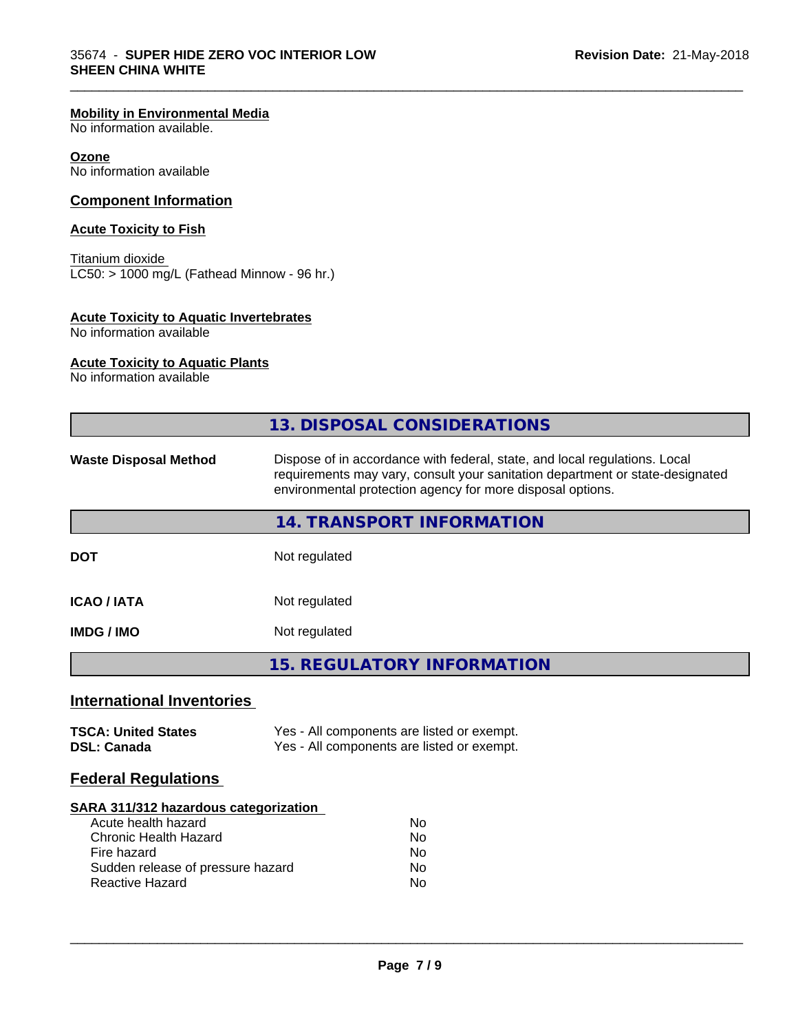**Mobility in Environmental Media**
No information available.

**Ozone**
No information available

## Component Information

**Acute Toxicity to Fish**

Titanium dioxide
LC50: > 1000 mg/L (Fathead Minnow - 96 hr.)

**Acute Toxicity to Aquatic Invertebrates**
No information available

**Acute Toxicity to Aquatic Plants**
No information available

## 13. DISPOSAL CONSIDERATIONS

| | |
|---|---|
| **Waste Disposal Method** | Dispose of in accordance with federal, state, and local regulations. Local requirements may vary, consult your sanitation department or state-designated environmental protection agency for more disposal options. |

## 14. TRANSPORT INFORMATION

| | |
|---|---|
| **DOT** | Not regulated |
| **ICAO / IATA** | Not regulated |
| **IMDG / IMO** | Not regulated |

## 15. REGULATORY INFORMATION

### International Inventories

| | |
|---|---|
| **TSCA: United States** | Yes - All components are listed or exempt. |
| **DSL: Canada** | Yes - All components are listed or exempt. |

### Federal Regulations

**SARA 311/312 hazardous categorization**

| | |
|---|---|
| Acute health hazard | No |
| Chronic Health Hazard | No |
| Fire hazard | No |
| Sudden release of pressure hazard | No |
| Reactive Hazard | No |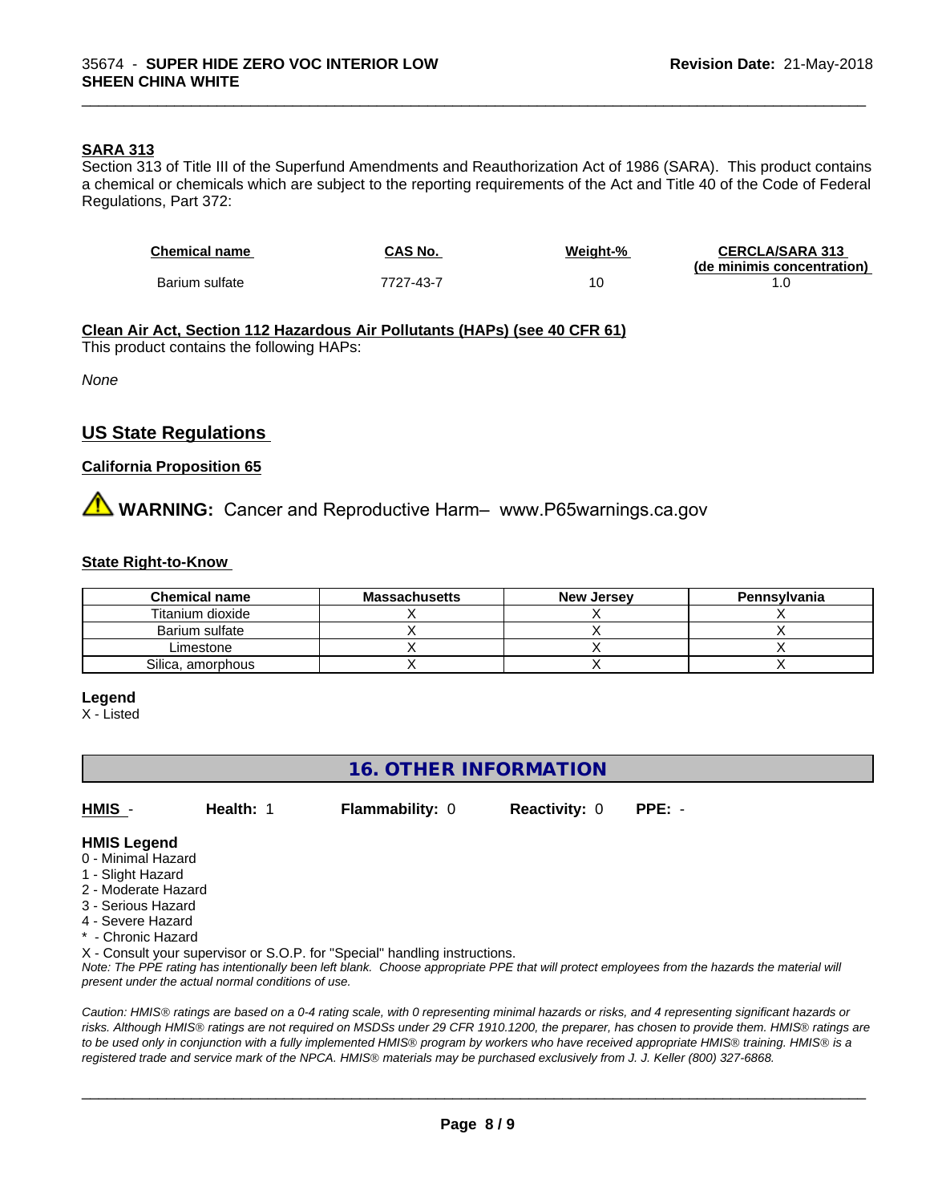**SARA 313**

Section 313 of Title III of the Superfund Amendments and Reauthorization Act of 1986 (SARA). This product contains a chemical or chemicals which are subject to the reporting requirements of the Act and Title 40 of the Code of Federal Regulations, Part 372:

| Chemical name | CAS No. | Weight-% | CERCLA/SARA 313 (de minimis concentration) |
|---|---|---|---|
| Barium sulfate | 7727-43-7 | 10 | 1.0 |

**Clean Air Act, Section 112 Hazardous Air Pollutants (HAPs) (see 40 CFR 61)**

This product contains the following HAPs:

*None*

## US State Regulations

**California Proposition 65**

⚠ **WARNING:** Cancer and Reproductive Harm– www.P65warnings.ca.gov

**State Right-to-Know**

| Chemical name | Massachusetts | New Jersey | Pennsylvania |
|---|---|---|---|
| Titanium dioxide | X | X | X |
| Barium sulfate | X | X | X |
| Limestone | X | X | X |
| Silica, amorphous | X | X | X |

**Legend**

X - Listed

## 16. OTHER INFORMATION

**HMIS** - **Health:** 1 **Flammability:** 0 **Reactivity:** 0 **PPE:** -

**HMIS Legend**

0 - Minimal Hazard
1 - Slight Hazard
2 - Moderate Hazard
3 - Serious Hazard
4 - Severe Hazard
* - Chronic Hazard
X - Consult your supervisor or S.O.P. for "Special" handling instructions.

*Note: The PPE rating has intentionally been left blank. Choose appropriate PPE that will protect employees from the hazards the material will present under the actual normal conditions of use.*

*Caution: HMIS® ratings are based on a 0-4 rating scale, with 0 representing minimal hazards or risks, and 4 representing significant hazards or risks. Although HMIS® ratings are not required on MSDSs under 29 CFR 1910.1200, the preparer, has chosen to provide them. HMIS® ratings are to be used only in conjunction with a fully implemented HMIS® program by workers who have received appropriate HMIS® training. HMIS® is a registered trade and service mark of the NPCA. HMIS® materials may be purchased exclusively from J. J. Keller (800) 327-6868.*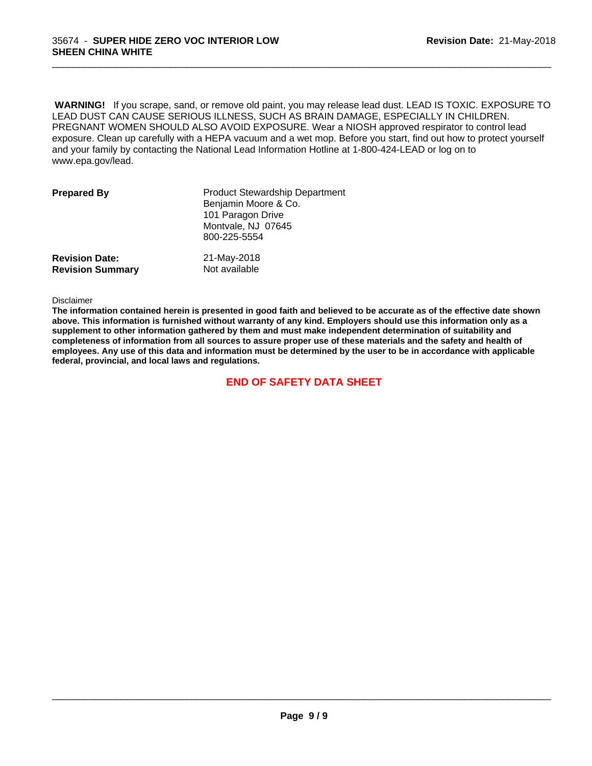**WARNING!** If you scrape, sand, or remove old paint, you may release lead dust. LEAD IS TOXIC. EXPOSURE TO LEAD DUST CAN CAUSE SERIOUS ILLNESS, SUCH AS BRAIN DAMAGE, ESPECIALLY IN CHILDREN. PREGNANT WOMEN SHOULD ALSO AVOID EXPOSURE. Wear a NIOSH approved respirator to control lead exposure. Clean up carefully with a HEPA vacuum and a wet mop. Before you start, find out how to protect yourself and your family by contacting the National Lead Information Hotline at 1-800-424-LEAD or log on to www.epa.gov/lead.

| | |
|---|---|
| **Prepared By** | Product Stewardship Department<br>Benjamin Moore & Co.<br>101 Paragon Drive<br>Montvale, NJ 07645<br>800-225-5554 |
| **Revision Date:** | 21-May-2018 |
| **Revision Summary** | Not available |

Disclaimer

**The information contained herein is presented in good faith and believed to be accurate as of the effective date shown above. This information is furnished without warranty of any kind. Employers should use this information only as a supplement to other information gathered by them and must make independent determination of suitability and completeness of information from all sources to assure proper use of these materials and the safety and health of employees. Any use of this data and information must be determined by the user to be in accordance with applicable federal, provincial, and local laws and regulations.**

**END OF SAFETY DATA SHEET**